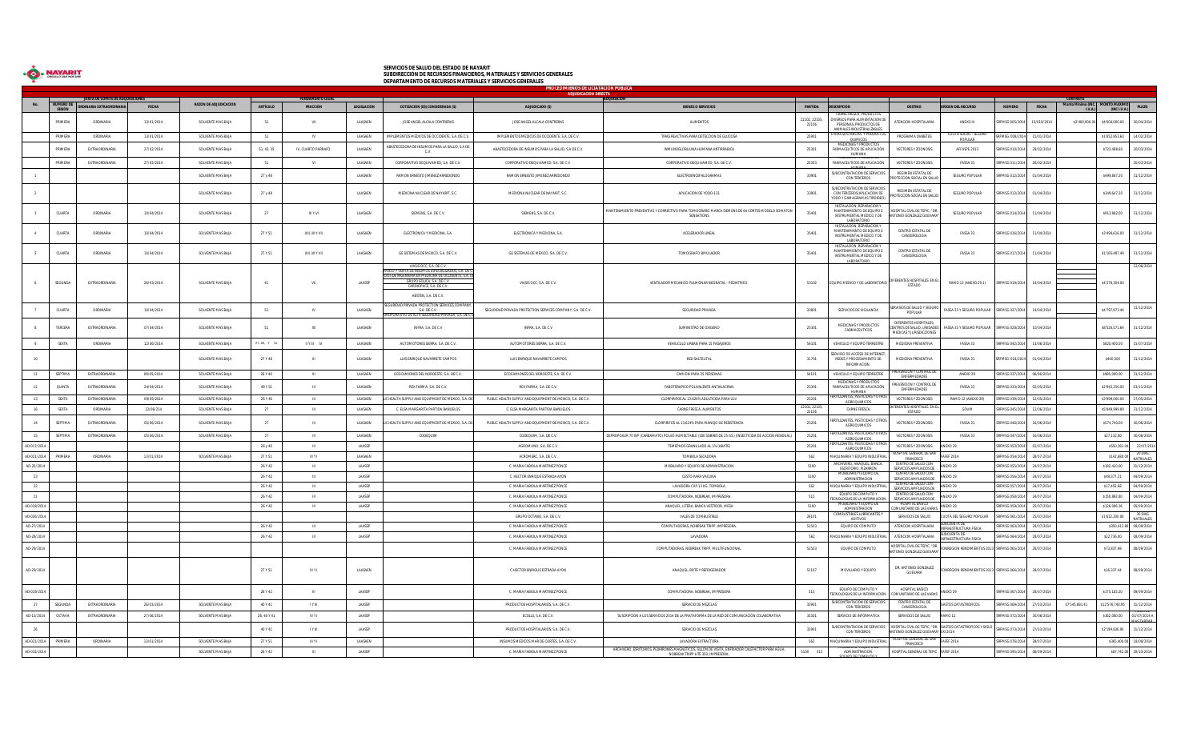# SERVICIOS DE SALUD DEL ESTADO DE NAYARIT
## SUBDIRECCIÓN DE RECURSOS FINANCIEROS, MATERIALES Y SERVICIOS GENERALES
## DEPARTAMENTO DE RECURSOS MATERIALES Y SERVICIOS GENERALES

| No. | JUNTA DE COMITÉ DE ADQUISICIONES | | | RAZÓN DE ADJUDICACIÓN | FUNDAMENTO LEGAL | | | PROCEDIMIENTOS DE LICITACIÓN PÚBLICA / ADJUDICACIÓN DIRECTA | | | | | | | CONTRATO | | | | |
|---|---|---|---|---|---|---|---|---|---|---|---|---|---|---|---|---|---|---|---|
| | NÚMERO DE SESIÓN | ORDINARIA EXTRAORDINARIA | FECHA | | ARTÍCULO | FRACCIÓN | LEGISLACIÓN | COTIZACIÓN (ES) CONSIDERADA (S) | ADJUDICADO (S) | BIENES O SERVICIOS | PARTIDA | DESCRIPCIÓN | DESTINO | ORIGEN DEL RECURSO | NÚMERO | FECHA | Monto Mínimo (INC. I.V.A.) | MONTO MÁXIMO (INC I.V.A.) | PLAZO |
| | PRIMERA | ORDINARIA | 13/01/2014 | SOLVENTE MAS BAJA | 51 | VII | LAASSEN | JOSE ANGEL ALCALA CONTRERAS | JOSE ANGEL ALCALA CONTRERAS | ALIMENTOS | 22102, 22103, 22106 | CARNE FRESCA, PRODUCTOS DIVERSOS PARA ALIMENTACION DE PERSONAS, PRODUCTOS DE ANIMALES INDUSTRIALIZABLES | ATENCION HOSPITALARIA | ANEXO IV | SRMYSG 005/2014 | 13/01/2014 | $2'400,000.00 | $4'000,000.00 | 30/04/2014 |
| | PRIMERA | ORDINARIA | 13/01/2014 | SOLVENTE MAS BAJA | 51 | IV | LAASSEN | IMPLEMENTOS MEDICOS DE OCCIDENTE, S.A. DE C.V. | IMPLEMENTOS MEDICOS DE OCCIDENTE, S.A. DE C.V. | TIRAS REACTIVAS PARA DETECCION DE GLUCOSA | 25901 | OTRAS SUSTANCIAS Y PRODUCTOS QUIMICOS | PROGRAMA DIABETES | CUOTA SOCIAL "SEGURO POPULAR | SRMYSG 008/2014 | 15/01/2014 | | $1'852,952.60 | 14/02/2014 |
| | PRIMERA | EXTRAORDINARIA | 27/02/2014 | SOLVENTE MAS BAJA | 51, 41, 35 | IV, CUARTO PARRAFO | LAASSEN | ABASTECEDORA DE INSUMOS PARA LA SALUD, S.A DE C.V. | ABASTECEDORA DE INSUMOS PARA LA SALUD, S.A DE C.V | INMUNOGLOBULINA HUMANA ANTIRRABICA | 25301 | MEDICINAS Y PRODUCTOS FARMACEUTICOS DE APLICACIÓN HUMANA | VECTORES Y ZOONOSIS | AFFASPE 2013 | SRMYSG 010/2014 | 28/02/2014 | | $722,488.60 | 20/03/2014 |
| | PRIMERA | EXTRAORDINARIA | 27/02/2014 | SOLVENTE MAS BAJA | 51 | VI | LAASSEN | CORPORATIVO DEQUIVAMED, S.A. DE C.V. | CORPORATIVO DEQUIVAMED, S.A. DE C.V. | VECTORES Y ZOONOSIS | 25303 | FARMACEUTICOS DE APLICACIÓN HUMANA | VECTORES Y ZOONOSIS | FASSA 33 | SRMYSG 011/2014 | 28/02/2014 | | | 20/03/2014 |
| 1 | | | | SOLVENTE MAS BAJA | 27 y 48 | | LAASSEN | RAMON ERNESTO JIMENEZ ARREDONDO | RAMON ERNESTO JIMENEZ ARREDONDO | ELECTROENCEFALOGRAMAS | 33901 | SUBCONTRATACION DE SERVICIOS CON TERCEROS | REGIMEN ESTATAL DE PROTECCION SOCIAL EN SALUD | SEGURO POPULAR | SRMYSG 012/2014 | 01/04/2014 | | $498,867.20 | 31/12/2014 |
| 2 | | | | SOLVENTE MAS BAJA | 27 y 48 | | LAASSEN | MEDICINA NUCLEAR DE NAYARIT, S.C. | MEDICINA NUCLEAR DE NAYARIT, S.C. | APLICACIÓN DE YODO 131 | 33901 | SUBCONTRATACION DE SERVICIOS CON TERCEROS(APLICACIÓN DE YODO Y GAMAGRAMAS TIROIDEO) | REGIMEN ESTATAL DE PROTECCION SOCIAL EN SALUD | SEGURO POPULAR | SRMYSG 013/2014 | 01/04/2014 | | $349,647.20 | 31/12/2014 |
| 3 | CUARTA | ORDINARIA | 10/04/2014 | SOLVENTE MAS BAJA | 27 | III Y VI | LAASSEN | SIEMENS, S.A. DE C.V. | SIEMENS, S.A. DE C.V. | MANTENIMIENTO PREVENTIVO Y CORRECTIVO PARA TOMOGRAFO MARCA SIEMENS DE 64 CORTES MODELO SOMATON SENSATIONS | 35401 | INSTALACION, REPARACION Y MANTENIMIENTO DE EQUIPO E INSTRUMENTAL MEDICO Y DE LABORATORIO | HOSPITAL CIVIL DE TEPIC "DR. ANTONIO GONZALEZ GUEVARA" | SEGURO POPULAR | SRMYSG 014/2014 | 11/04/2014 | | $813,882.00 | 31/12/2014 |
| 4 | CUARTA | ORDINARIA | 10/04/2014 | SOLVENTE MAS BAJA | 27 Y 51 | III (III Y VII) | LAASSEN | ELECTRONICA Y MEDICINA, S.A. | ELECTRONICA Y MEDICINA, S.A. | ACELERADOR LINEAL | 35401 | INSTALACION, REPARACION Y MANTENIMIENTO DE EQUIPO E INSTRUMENTAL MEDICO Y DE LABORATORIO | CENTRO ESTATAL DE CANCEROLOGIA | FASSA 33 | SRMYSG 016/2014 | 11/04/2014 | | $7'494,616.00 | 31/12/2014 |
| 5 | CUARTA | ORDINARIA | 10/04/2014 | SOLVENTE MAS BAJA | 27 Y 51 | III (III Y VII) | LAASSEN | GE SISTEMAS DE MEXICO, S.A. DE C.V. | GE SISTEMAS DE MEXICO, S.A. DE C.V. | TOMOGRAFO SIMULADOR | 35401 | INSTALACION, REPARACION Y MANTENIMIENTO DE EQUIPO E INSTRUMENTAL MEDICO Y DE LABORATORIO | CENTRO ESTATAL DE CANCEROLOGIA | FASSA 33 | SRMYSG 017/2014 | 11/04/2014 | | $1'565,487.49 | 31/12/2014 |
| 6 | SEGUNDA | EXTRAORDINARIA | 26/03/2014 | SOLVENTE MAS BAJA | 41 | VII | LAASSP | VIASIS DCC, S.A. DE C.V. / ARRIO Y VENTA DE EQUIPOS ESPECIALIZADOS, S.A. DE C.V. / COS DE PRECISION EN MEDICINA DE OCCIDENTE, S.A. DE C.V. / GRUPO EDUSA, S.A. DE C.V. / CARDIOPACE, S.A. DE C.V. / ABSTEN, S.A. DE C.V. | VIASIS DCC, S.A. DE C.V. | VENTILADOR MECANICO PULMONAR NEONATAL - PEDIATRICO. | 53102 | EQUIPO MEDICO Y DE LABORATORIO | DIFERENTES HOSPITALES EN EL ESTADO | RAMO 12 (ANEXO 29.1) | SRMYSG 019/2014 | 14/04/2014 | | $4'378,384.00 | 13/06/2014 |
| 7 | CUARTA | ORDINARIA | 10/04/2014 | SOLVENTE MAS BAJA | 51 | IV | LAASSEN | SEGURIDAD PRIVADA PROTECTION SERVICES COMPANY, S.A. DE C.V. / CORPORATIVO DE ALTA SEGURIDAD PRIVADA, S.A. DE C.V. | SEGURIDAD PRIVADA PROTECTION SERVICES COMPANY, S.A. DE C.V. | SEGURIDAD PRIVADA | 33801 | SERVICIOS DE VIGILANCIA | SERVICIOS DE SALUD Y SEGURO POPULAR | FASSA 33 Y SEGURO POPULAR | SRMYSG 027/2014 | 14/04/2014 | | $4'797,972.44 | 31/12/2014 |
| 8 | TERCERA | EXTRAORDINARIA | 07/04/2014 | SOLVENTE MAS BAJA | 51 | XI | LAASSEN | INFRA, S.A. DE C.V. | INFRA, S.A. DE C.V. | SUMINISTRO DE OXIGENO | 25301 | MEDICINAS Y PRODUCTOS FARMACEUTICOS | DIFERENTES HOSPITALES, CENTROS DE SALUD, UNIDADES MEDICAS Y JURISDICCIONES | FASSA 33 Y SEGURO POPULAR | SRMYSG 028/2014 | 10/04/2014 | | $8'526,571.84 | 31/12/2014 |
| 9 | SEXTA | ORDINARIA | 12/06/2014 | SOLVENTE MAS BAJA | 27, 46, Y 51 | II Y III IV | LAASSEN | AUTOMOTORES SIERRA, S.A. DE C.V. | AUTOMOTORES SIERRA, S.A. DE C.V. | VEHICULO URBANO PARA 15 PASAJEROS | 54101 | VEHICULO Y EQUIPO TERRESTRE | MEDICINA PREVENTIVA | FASSA 33 | SRMYSG 042/2014 | 13/06/2014 | | $820,400.00 | 15/07/2014 |
| 10 | | | | SOLVENTE MAS BAJA | 27 Y 48 | III | LAASSEN | LUIS ENRIQUE NAVARRETE CAMPOS | LUIS ENRIQUE NAVARRETE CAMPOS | RED SATELITAL | 31701 | SERVICIO DE ACCESO DE INTERNET, REDES Y PROCESAMIENTO DE INFORMACION. | MEDICINA PREVENTIVA | FASSA 33 | SRMYSG 016/2014 | 01/04/2014 | | $400.509 | 31/12/2014 |
| 11 | SEPTIMA | EXTRAORDINARIA | 09/05/2014 | SOLVENTE MAS BAJA | 26 Y 40 | III | LAASSEN | ECOCAMIONES DEL NOROESTE, S.A. DE C.V. | ECOCAMIONES DEL NOROESTE, S.A. DE C.V. | CAMION PARA 35 PERSONAS | 54101 | VEHICULO Y EQUIPO TERRESTRE | PREVENCION Y CONTROL DE ENFERMEDADES | ANEXO 29 | SRMYSG 037/2014 | 06/06/2014 | | $985,000.00 | 31/12/2014 |
| 12 | QUINTA | EXTRAORDINARIA | 24/04/2014 | SOLVENTE MAS BAJA | 49 Y 51 | III | LAASSEN | REX FARMA, S.A. DE C.V. | REX FARMA, S.A. DE C.V. | FABOTERAPICO POLIVALENTE ANTIALACRAN | 25301 | MEDICINAS Y PRODUCTOS FARMACEUTICOS DE APLICACIÓN HUMANA | PREVENCION Y CONTROL DE ENFERMEDADES | FASSA 33 | SRMYSG 033/2014 | 02/05/2014 | | $2'943,250.00 | 03/11/2014 |
| 13 | SEXTA | EXTRAORDINARIA | 09/05/2014 | SOLVENTE MAS BAJA | 26 Y 40 | III | LAASSEN | PUBLIC HEALTH SUPPLY AND EQUIPMENT DE MEXICO, S.A. DE C.V. | PUBLIC HEALTH SUPPLY AND EQUIPMENT DE MEXICO, S.A. DE C.V. | CLORPIRIFOS AL 13.624% ADULTICIDA PARA ULV | 25201 | FERTILIZANTES, PESTICIDAS Y OTROS AGROQUIMICOS | VECTORES Y ZOONOSIS | RAMO 12 (ANEXO 29) | SRMYSG 039/2014 | 12/05/2014 | | $7'999,000.00 | 27/05/2014 |
| 16 | SEXTA | ORDINARIA | 12/06/214 | SOLVENTE MAS BAJA | 27 | III | LAASSEN | C. ELSA MARGARITA PARTIDA BAÑUELOS | C. ELSA MARGARITA PARTIDA BAÑUELOS | CARNE FRESCA | 22102, 22103, 22106 | CARNE FRESCA | DIFERENTES HOSPITALES EN EL ESTADO | GOUM | SRMYSG 045/2014 | 12/06/2014 | | $5'849,999.89 | 31/12/2014 |
| 14 | SEPTIMA | EXTRAORDINARIA | 05/06/2014 | SOLVENTE MAS BAJA | 27 | III | LAASSEN | PUBLIC HEALTH SUPPLY AND EQUIPMENT DE MEXICO, S.A. DE C.V. | PUBLIC HEALTH SUPPLY AND EQUIPMENT DE MEXICO, S.A. DE C.V. | CLORPIRIFOS AL 13.624% PARA MANEJO DE RESISTENCIA | 25201 | FERTILIZANTES, PESTICIDAS Y OTROS AGROQUIMICOS | VECTORES Y ZOONOSIS | FASSA 33 | SRMYSG 046/2014 | 16/06/2014 | | $574,740.00 | 30/06/2014 |
| 15 | SEPTIMA | EXTRAORDINARIA | 05/06/2014 | SOLVENTE MAS BAJA | 27 | III | LAASSEN | CODEQUIM | CODEQUIM, S.A. DE C.V. | BEPROPOXUR 70 WP (CARBAMATO) POLVO HUMECTABLE (180 SOBRES DE 25 GS.) INSECTICIDA DE ACCION RESIDUAL | 25201 | FERTILIZANTES, PESTICIDAS Y OTROS AGROQUIMICOS | VECTORES Y ZOONOSIS | FASSA 33 | SRMYSG 047/2014 | 16/06/2014 | | $27,132.00 | 30/06/2014 |
| AD-017/2014 | | | | | 26 y 40 | III | LAASSP | | AGROMUNO, S.A. DE C.V. | TEMEPHOS GRANULADO AL 1% (ABATE) | 25201 | FERTILIZANTES, PESTICIDAS Y OTROS AGROQUIMICOS | VECTORES Y ZOONOSIS | ANEXO 29 | SRMYSG 053/2014 | 02/07/2014 | | $550,381.04 | 22/07/2014 |
| AD-021/2014 | PRIMERA | ORDINARIA | 13/01/2014 | SOLVENTE MAS BAJA | 27 Y 51 | III Y I | LAASSEN | | ACROMERC, S.A. DE C.V. | TOMBOLA SECADORA | 562 | MAQUINARIA Y EQUIPO INDUSTRIAL | HOSPITAL GENERAL DE SAN FRANCISCO | FAFEF 2014 | SRMYSG 054/2014 | 28/07/2014 | | $142,688.00 | 20 DIAS NATURALES |
| AD-22/2014 | | | | | 26 Y 42 | III | LAASSP | | C. MARIA FABIOLA MARTINEZ PONCE | MOBILIARIO Y EQUIPO DE ADMINISTRACION | 5100 | ARCHIVERO, ANAQUEL, BANCA, ESCRITORIO, PIZARRON | CENTRO DE SALUD CON SERVICIOS AMPLIADOS DE | ANEXO 29 | SRMYSG 055/2014 | 24/07/2014 | | $182,410.00 | 31/12/2014 |
| 23 | | | | | 26 Y 42 | III | LAASSP | | C. HECTOR ENRIQUE ESTRADA AYON | CESTO PARA VACUNA | 5100 | MOBILIARIO Y EQUIPO DE ADMINISTRACION | CENTRO DE SALUD CON SERVICIOS AMPLIADOS DE | ANEXO 29 | SRMYSG 056/2014 | 24/07/2014 | | $49,377.21 | 04/09/2014 |
| 22 | | | | | 26 Y 42 | III | LAASSP | | C. MARIA FABIOLA MARTINEZ PONCE | LAVADORA CAP.13 KG, TOMBOLA | 562 | MAQUINARIA Y EQUIPO INDUSTRIAL | CENTRO DE SALUD CON SERVICIOS AMPLIADOS DE | ANEXO 29 | SRMYSG 057/2014 | 24/07/2014 | | $17,455.60 | 04/09/2014 |
| 21 | | | | | 26 Y 42 | III | LAASSP | | C. MARIA FABIOLA MARTINEZ PONCE | COMPUTADORA, NOBREAK, IMPRESORA | 515 | EQUIPO DE COMPUTO Y TECNOLOGIAS DE LA INFORMACION | CENTRO DE SALUD CON SERVICIOS AMPLIADOS DE | ANEXO 29 | SRMYSG 058/2014 | 24/07/2014 | | $150,892.00 | 04/09/2014 |
| AD-018/2014 | | | | | 26 Y 42 | III | LAASSP | | C. MARIA FABIOLA MARTINEZ PONCE | ANAQUEL, LITERA, BANCA VESTIDOR, MESA | 5100 | MOBILIARIO Y EQUIPO DE ADMINISTRACION | HOSPITAL BASICO COMUNITARIO DE LAS VARAS | ANEXO 29 | SRMYSG 059/2014 | 25/07/2014 | | $126,086.16 | 05/09/2014 |
| AD-026/2014 | | | | | | | | | GRUPO OCTANO, S.A. DE C.V. | VALES DE COMBUSTIBLE | 26101 | COMBUSTIBLES LUBRICANTES Y ADITIVOS | SERVICIOS DE SALUD | CUOTA DEL SEGURO POPULAR | SRMYSG 061/2014 | 25/07/2014 | | $1'922,200.00 | 10 DIAS NATURALES |
| AD-27/2014 | | | | | 26 Y 42 | III | LAASSP | | C. MARIA FABIOLA MARTINEZ PONCE | COMPUTADORAS, NOBREAK TRIPP, IMPRESORA | 51503 | EQUIPO DE COMPUTO | ATENCION HOSPITALARIA | SUBCUENTA DE INFRAESTRUCTURA FISICA | SRMYSG 063/2014 | 28/07/2014 | | $350,412.08 | 08/09/2014 |
| AD-28/2014 | | | | | 26 Y 42 | III | LAASSP | | C. MARIA FABIOLA MARTINEZ PONCE | LAVADORA | 562 | MAQUINARIA Y EQUIPO INDUSTRIAL | ATENCION HOSPITALARIA | SUBCUENTA DE INFRAESTRUCTURA FISICA | SRMYSG 064/2014 | 28/07/2014 | | $22,736.80 | 08/09/2014 |
| AD-29/2014 | | | | | | | | | C. MARIA FABIOLA MARTINEZ PONCE | COMPUTADORAS, NOBREAK TRIPP, MULTIFUNCIONAL | 51503 | EQUIPO DE COMPUTO | HOSPITAL CIVIL DE TEPIC "DR. ANTONIO GONZALEZ GUEVARA" | COMISION RENDIMIENTOS 2013 | SRMYSG 065/2014 | 28/07/2014 | | $73,037.98 | 08/09/2014 |
| AD-29/2014 | | | | | 27 Y 51 | III Y I | LAASSEN | | C.HECTOR ENRIQUE ESTRADA AYON | ANAQUEL, BOTE Y REFRIGERADOR | 51107 | MOBILIARIO Y EQUIPO | DR. ANTONIO GONZALEZ GUEVARA | COMISION RENDIMIENTOS 2013 | SRMYSG 066/2014 | 28/07/2014 | | $16,337.44 | 08/09/2014 |
| AD-030/2014 | | | | | 26 Y 42 | III | LAASSP | | C. MARIA FABIOLA MARTINEZ PONCE | COMPUTADORA, NOBREAK, IMPRESORA | 515 | EQUIPO DE COMPUTO Y TECNOLOGIAS DE LA INFORMACION | HOSPITAL BASICO COMUNITARIO DE LAS VARAS | ANEXO 29 | SRMYSG 067/2014 | 28/07/2014 | | $175,183.20 | 08/09/2014 |
| 27 | SEGUNDA | EXTRAORDINARIA | 26/03/2014 | SOLVENTE MAS BAJA | 40 Y 41 | I Y III | LAASSP | | PRODUCTOS HOSPITALARIOS, S.A. DE C.V. | SERVICIO DE MEZCLAS | 33901 | SUBCONTRATACION DE SERVICIOS CON TERCEROS | CENTRO ESTATAL DE CANCEROLOGIA | GASTOS CATASTROFICOS | SRMYSG 069/2014 | 27/03/2014 | $7'545,883.41 | $12'578,740.95 | 31/12/2014 |
| AD-15/2014 | OCTAVA | EXTRAORDINARIA | 27/06/2014 | SOLVENTE MAS BAJA | 26, 40 Y 41 | III Y I | LAASSP | | ECOLLS, S.A. DE C.V. | SUSCRIPCION A LOS SERVICIOS 2014 DE LA PRATAFORMA DE LA RED DE COMUNICACIÓN COLABORATIVA | 33301 | SERVICIO DE INFORMATICA | SERVICIOS DE SALUD | RAMO 12 | SRMYSG 072/2014 | 30/06/2014 | | $382,080.00 | 31/07/2014 |
| 26 | | | | | 40 Y 41 | I Y III | LAASSP | | PRODUCTOS HOSPITALARIOS, S.A. DE C.V. | SERVICIO DE MEZCLAS | 33901 | SUBCONTRATACION DE SERVICIOS CON TERCEROS | HOSPITAL CIVIL DE TEPIC "DR. ANTONIO GONZALEZ GUEVARA" | GASTOS CATASTROFICOS Y SIGLO XXI 2014 | SRMYSG 073/2014 | 27/03/2014 | | $2'199,826.95 | 31/12/2014 |
| AD-021/2014 | PRIMERA | ORDINARIA | 13/01/2014 | SOLVENTE MAS BAJA | 27 Y 51 | III Y I | LAASSEN | | INSUMOS MEDICOS MAR DE CORTES, S.A. DE C.V. | LAVADORA EXTRACTORA | 562 | MAQUINARIA Y EQUIPO INDUSTRIAL | HOSPITAL GENERAL DE SAN FRANCISCO | FAFEF 2014 | SRMYSG 074/2014 | 28/07/2014 | | $365,408.08 | 18/08/2014 |
| AD-032/2014 | | | | | 26 Y 42 | III | LAASSP | | C. MARIA FABIOLA MARTINEZ PONCE | ARCHIVERO, ESRITORIOS, PIZARRONES MAGNETICOS, SILLON DE VISITA, ENFRIADOR CALEFACTOR PARA AGUA, NOBREAK TRIPP, LTE 350, IMPRESORA | 5100 515 | ADMINISTRACION, EQUIPO DE COMPUTO | HOSPITAL GENERAL DE TEPIC | FAFEF 2014 | SRMYSG 095/2014 | 08/08/2014 | | $87,742.08 | 28/10/2014 |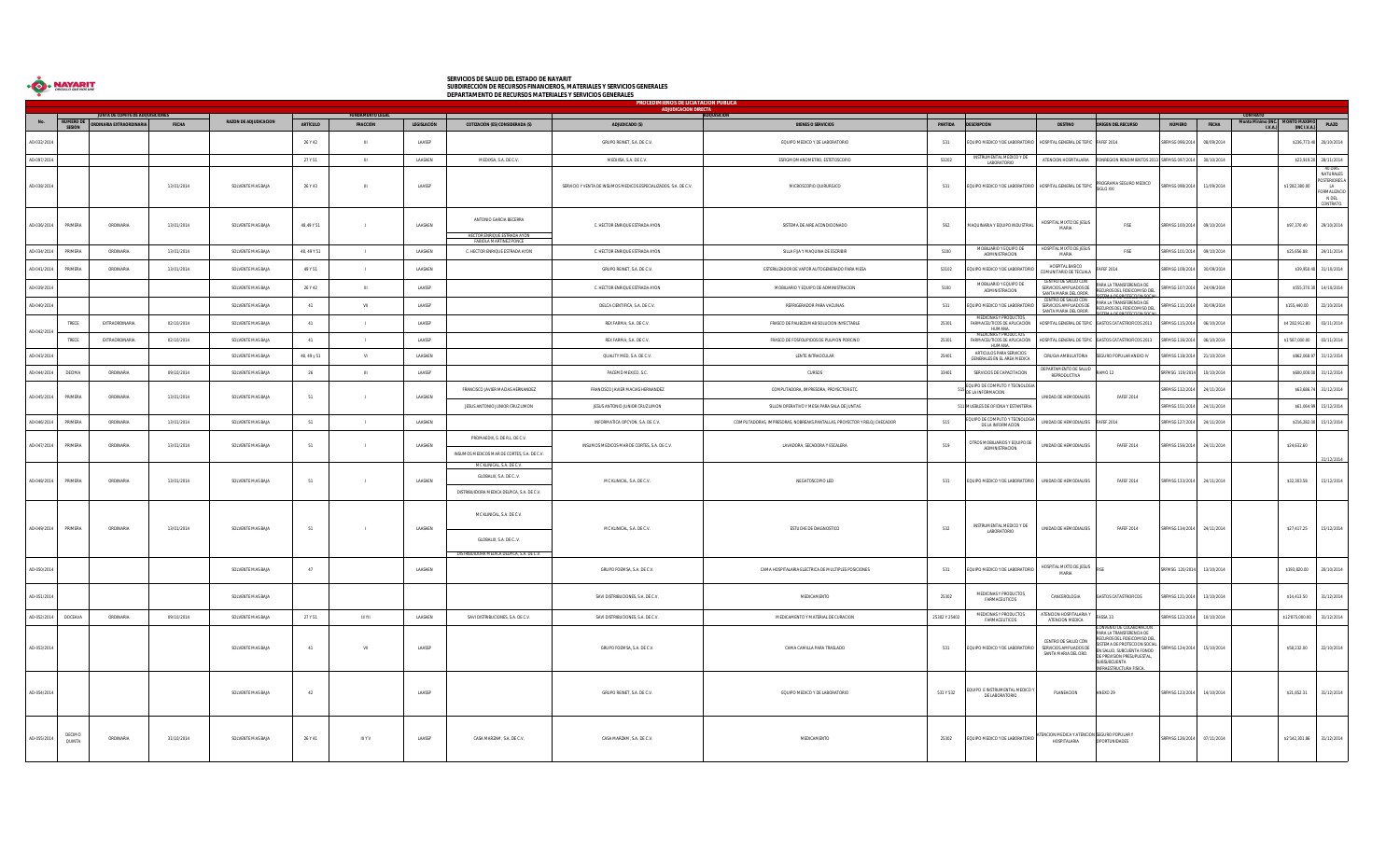**SERVICIOS DE SALUD DEL ESTADO DE NAYARIT**
**SUBDIRECCION DE RECURSOS FINANCIEROS, MATERIALES Y SERVICIOS GENERALES**
**DEPARTAMENTO DE RECURSOS MATERIALES Y SERVICIOS GENERALES**

**PROCEDIMIENTOS DE LICITACION PUBLICA**
**ADJUDICACION DIRECTA**

| No. | JUNTA DE COMITÉ DE ADQUISICIONES | | | RAZON DE ADJUDICACION | FUNDAMENTO LEGAL | | | COTIZACION (ES) CONSIDERADA (S) | ADJUDICACION | | | | | | CONTRATO | | | | |
|---|---|---|---|---|---|---|---|---|---|---|---|---|---|---|---|---|---|---|---|
| | NUMERO DE SESION | ORDINARIA EXTRAORDINARIA | FECHA | | ARTICULO | FRACCION | LEGISLACION | | ADJUDICADO (S) | BIENES O SERVICIOS | PARTIDA | DESCRIPCION | DESTINO | ORIGEN DEL RECURSO | NUMERO | FECHA | Monto Mínimo (INC. I.V.A.) | MONTO MAXIMO (INC. I.V.A.) | PLAZO |
| AD-032/2014 | | | | | 26 Y 42 | III | LAASSP | | GRUPO REINET, S.A. DE C.V. | EQUIPO MEDICO Y DE LABORATORIO | 531 | EQUIPO MEDICO Y DE LABORATORIO | HOSPITAL GENERAL DE TEPIC | FAFEF 2014 | SRFMSG 096/2014 | 08/09/2014 | | $238,773.48 | 28/10/2014 |
| AD-007/2014 | | | | | 27 Y 51 | III | LAASSEN | MEDISSA, S.A. DE C.V. | MEDISSA, S.A. DE C.V. | ESFIGMOMANOMETRO, ESTETOSCOPIO | 53202 | INSTRUMENTAL MEDICO Y DE LABORATORIO | ATENCION HOSPITALARIA | CONAGUA RENDIMIENTOS 2013 | SRFMSG 097/2014 | 18/10/2014 | | $23,659.28 | 28/11/2014 |
| AD-038/2014 | | | 13/01/2014 | SOLVENTE MAS BAJA | 26 Y 43 | III | LAASSP | | SERVICIO Y VENTA DE INSUMOS MEDICOS ESPECIALIZADOS, S.A. DE C.V. | MICROSCOPIO QUIRURGICO | 531 | EQUIPO MEDICO Y DE LABORATORIO | HOSPITAL GENERAL DE TEPIC | PROGRAMA SEGURO MEDICO SIGLO XXI | SRFMSG 098/2014 | 11/09/2014 | | $1'282,380.00 | 90 DIAS NATURALES POSTERIORES A LA FORMALIZACION DEL CONTRATO. |
| AD-030/2014 | PRIMERA | ORDINARIA | 13/01/2014 | SOLVENTE MAS BAJA | 48, 49 Y 51 | I | LAASSEN | ANTONIO GARCIA BECERRA / HECTOR ENRIQUE ESTRADA AYON / FABIOLA MARTINEZ PONCE | C. HECTOR ENRIQUE ESTRADA AYON | SISTEMA DE AIRE ACONDICIONADO | 562 | MAQUINARIA Y EQUIPO INDUSTRIAL | HOSPITAL MIXTO DE JESUS MARIA | FISE | SRFMSG 100/2014 | 09/10/2014 | | $97,370.40 | 28/10/2014 |
| AD-034/2014 | PRIMERA | ORDINARIA | 13/01/2014 | SOLVENTE MAS BAJA | 48, 49 Y 51 | I | LAASSEN | C. HECTOR ENRIQUE ESTRADA AYON | C. HECTOR ENRIQUE ESTRADA AYON | SILLA FIJA Y MAQUINA DE ESCRIBIR | 5100 | MOBILIARIO Y EQUIPO DE ADMINISTRACION | HOSPITAL MIXTO DE JESUS MARIA | FISE | SRFMSG 101/2014 | 09/10/2014 | | $25,656.88 | 24/11/2014 |
| AD-041/2014 | PRIMERA | ORDINARIA | 13/01/2014 | SOLVENTE MAS BAJA | 49 Y 51 | I | LAASSEN | | GRUPO REINET, S.A. DE C.V. | ESTERILIZADOR DE VAPOR AUTOGENERADO PARA MESA | 53102 | EQUIPO MEDICO Y DE LABORATORIO | HOSPITAL BASICO COMUNITARIO DE TECUALA | FAFEF 2014 | SRFMSG 108/2014 | 30/09/2014 | | $39,950.48 | 31/10/2014 |
| AD-039/2014 | | | | SOLVENTE MAS BAJA | 26 Y 42 | III | LAASSP | | C. HECTOR ENRIQUE ESTRADA AYON | MOBILIARIO Y EQUIPO DE ADMINISTRACION | 5100 | MOBILIARIO Y EQUIPO DE ADMINISTRACION | CENTRO DE SALUD CON SERVICIOS AMPLIADOS DE SANTA MARIA DEL ORO | PARA LA TRANSFERENCIA DE RECURSOS DEL FIDEICOMISO DEL SISTEMA DE PROTECCION SOCIAL | SRFMSG 107/2014 | 24/09/2014 | | $305,378.38 | 14/10/2014 |
| AD-040/2014 | | | | SOLVENTE MAS BAJA | 41 | VII | LAASSP | | DELCA CIENTIFICA, S.A. DE C.V. | REFRIGERADOR PARA VACUNAS | 531 | EQUIPO MEDICO Y DE LABORATORIO | CENTRO DE SALUD CON SERVICIOS AMPLIADOS DE SANTA MARIA DEL ORO | PARA LA TRANSFERENCIA DE RECURSOS DEL FIDEICOMISO DEL SISTEMA DE PROTECCION SOCIAL | SRFMSG 111/2014 | 30/09/2014 | | $155,440.00 | 22/10/2014 |
| AD-042/2014 | TRECE | EXTRAORDINARIA | 02/10/2014 | SOLVENTE MAS BAJA | 41 | I | LAASSP | | REX FARMA, S.A. DE C.V. | FRASCO DE PALIBIZUMAB SOLUCION INYECTABLE | 25301 | MEDICINAS Y PRODUCTOS FARMACEUTICOS DE APLICACIÓN HUMANA | HOSPITAL GENERAL DE TEPIC | GASTOS CATASTROFICOS 2013 | SRFMSG 115/2014 | 06/10/2014 | | $4'250,912.00 | 03/11/2014 |
| | TRECE | EXTRAORDINARIA | 02/10/2014 | SOLVENTE MAS BAJA | 41 | I | LAASSP | | REX FARMA, S.A. DE C.V. | FRASCO DE FOSFOLIPIDOS DE PULMON PORCINO | 25301 | MEDICINAS Y PRODUCTOS FARMACEUTICOS DE APLICACIÓN HUMANA | HOSPITAL GENERAL DE TEPIC | GASTOS CATASTROFICOS 2013 | SRFMSG 116/2014 | 06/10/2014 | | $1'587,000.00 | 03/11/2014 |
| AD-043/2014 | | | | SOLVENTE MAS BAJA | 48, 49 Y 51 | VI | LAASSEN | | QUALITY MED, S.A. DE C.V. | LENTE INTRAOCULAR | 25401 | ARTICULOS PARA SERVICIOS GENERALES EN EL AREA MEDICA | CIRUGIA AMBULATORIA | SEGURO POPULAR ANEXO IV | SRFMSG 118/2014 | 21/10/2014 | | $862,008.97 | 31/12/2014 |
| AD-044/2014 | DECIMA | ORDINARIA | 09/10/2014 | SOLVENTE MAS BAJA | 26 | III | LAASSP | | PACEMD MEXICO, S.C. | CURSOS | 33401 | SERVICIOS DE CAPACITACION | DEPARTAMENTO DE SALUD REPRODUCTIVA | RAMO 12 | SRFMSG 119/2014 | 18/10/2014 | | $680,000.00 | 31/12/2014 |
| AD-045/2014 | PRIMERA | ORDINARIA | 13/01/2014 | SOLVENTE MAS BAJA | 51 | I | LAASSEN | FRANCISCO JAVIER MACIAS HERNANDEZ | FRANCISCO JAVIER MACIAS HERNANDEZ | COMPUTADORA, IMPRESORA, PROYECTOR ETC. | 515 | EQUIPO DE COMPUTO Y TECNOLOGIA DE LA INFORMACION | UNIDAD DE HEMODIALISIS | FAFEF 2014 | SRFMSG 132/2014 | 24/11/2014 | | $63,606.74 | 21/12/2014 |
| | | | | | | | | JESUS ANTONIO JUNIOR CRUZ LIMON | JESUS ANTONIO JUNIOR CRUZ LIMON | SILLON OPERATIVO Y MESA PARA SALA DE JUNTAS | 511 | MUEBLES DE OFICINA Y ESTANTERIA | | | SRFMSG 151/2014 | 24/11/2014 | | $61,064.99 | 15/12/2014 |
| AD-046/2014 | PRIMERA | ORDINARIA | 13/01/2014 | SOLVENTE MAS BAJA | 51 | I | LAASSEN | | INFORMATICA OPCYON, S.A. DE C.V. | COMPUTADORAS, IMPRESORAS, NOBREAKS,PANTALLAS, PROYECTOR Y RELOJ CHECADOR | 515 | EQUIPO DE COMPUTO Y TECNOLOGIA DE LA INFORMACION | UNIDAD DE HEMODIALISIS | FAFEF 2014 | SRFMSG 127/2014 | 24/11/2014 | | $216,202.00 | 15/12/2014 |
| AD-047/2014 | PRIMERA | ORDINARIA | 13/01/2014 | SOLVENTE MAS BAJA | 51 | I | LAASSEN | PROMAEDH, S. DE R.L. DE C.V. / INSUMOS MEDICOS MAR DE CORTES, S.A. DE C.V. | INSUMOS MEDICOS MAR DE CORTES, S.A. DE C.V. | LAVADORA, SECADORA Y ESCALERA | 519 | OTROS MOBILIARIOS Y EQUIPO DE ADMINISTRACION | UNIDAD DE HEMODIALISIS | FAFEF 2014 | SRFMSG 150/2014 | 24/11/2014 | | $24,632.60 | 31/12/2014 |
| AD-048/2014 | PRIMERA | ORDINARIA | 13/01/2014 | SOLVENTE MAS BAJA | 51 | I | LAASSEN | MC KLINICAL, S.A. DE C.V. / GLORHLIX, S.A. DE C.V. / DISTRIBUIDORA MEDICA DELFICA, S.A. DE C.V. | MC KLINICAL, S.A. DE C.V. | NEGATOSCOPIO LED | 531 | EQUIPO MEDICO Y DE LABORATORIO | UNIDAD DE HEMODIALISIS | FAFEF 2014 | SRFMSG 133/2014 | 24/11/2014 | | $32,303.58 | 15/12/2014 |
| AD-049/2014 | PRIMERA | ORDINARIA | 13/01/2014 | SOLVENTE MAS BAJA | 51 | I | LAASSEN | MC KLINICAL, S.A. DE C.V. / GLORHLIX, S.A. DE C.V. / DISTRIBUIDORA MEDICA DELFICA, S.A. DE C.V. | MC KLINICAL, S.A. DE C.V. | ESTUCHE DE DIAGNOSTICO | 532 | INSTRUMENTAL MEDICO Y DE LABORATORIO | UNIDAD DE HEMODIALISIS | FAFEF 2014 | SRFMSG 134/2014 | 24/11/2014 | | $27,417.25 | 15/12/2014 |
| AD-050/2014 | | | | SOLVENTE MAS BAJA | 47 | | LAASSEN | | GRUPO FOLENSA, S.A. DE C.V. | CAMA HOSPITALARIA ELECTRICA DE MULTIPLES POSICIONES | 531 | EQUIPO MEDICO Y DE LABORATORIO | HOSPITAL MIXTO DE JESUS MARIA | FISE | SRFMSG 120/2014 | 13/10/2014 | | $283,809.00 | 28/10/2014 |
| AD-051/2014 | | | | SOLVENTE MAS BAJA | | | | | SAVI DISTRIBUCIONES, S.A. DE C.V. | MEDICAMENTO | 25302 | MEDICINAS Y PRODUCTOS FARMACEUTICOS | CANCEROLOGIA | GASTOS CATASTROFICOS | SRFMSG 121/2014 | 13/10/2014 | | $16,413.50 | 31/12/2014 |
| AD-052/2014 | DOCEAVA | ORDINARIA | 09/10/2014 | SOLVENTE MAS BAJA | 27 Y 51 | III YII | LAASSEN | SAVI DISTRIBUCIONES, S.A. DE C.V. | SAVI DISTRIBUCIONES, S.A. DE C.V. | MEDICAMENTO Y MATERIAL DE CURACION | 25302 Y 25402 | MEDICINAS Y PRODUCTOS FARMACEUTICOS | ATENCION HOSPITALARIA Y ATENCION MEDICA | FASSA 33 | SRFMSG 122/2014 | 18/10/2014 | | $12'975,000.00 | 31/12/2014 |
| AD-053/2014 | | | | SOLVENTE MAS BAJA | 41 | VII | LAASSP | | GRUPO FOLENSA, S.A. DE C.V. | CAMA CAMILLA PARA TRASLADO | 531 | EQUIPO MEDICO Y DE LABORATORIO | CENTRO DE SALUD CON SERVICIOS AMPLIADOS DE SANTA MARIA DEL ORO | CONVENIO DE COLABORACION PARA LA TRANSFERENCIA DE RECURSOS DEL FIDEICOMISO DEL SISTEMA DE PROTECCION SOCIAL EN SALUD, SUBCUENTA FONDO DE PREVISION PRESUPUESTAL, SUBSUBCUENTA INFRAESTRUCTURA FISICA | SRFMSG 124/2014 | 15/10/2014 | | $58,232.00 | 22/10/2014 |
| AD-054/2014 | | | | SOLVENTE MAS BAJA | 42 | | LAASSP | | GRUPO REINET, S.A. DE C.V. | EQUIPO MEDICO Y DE LABORATORIO | 531 Y 532 | EQUIPO E INSTRUMENTAL MEDICO Y DE LABORATORIO | PLANEACION | ANEXO 29 | SRFMSG 123/2014 | 14/10/2014 | | $35,652.31 | 31/12/2014 |
| AD-055/2014 | DECIMO QUINTA | ORDINARIA | 31/10/2014 | SOLVENTE MAS BAJA | 26 Y 41 | III Y V | LAASSP | CASA MARZAM, S.A. DE C.V. | CASA MARZAM, S.A. DE C.V. | MEDICAMENTO | 25302 | EQUIPO MEDICO Y DE LABORATORIO | ATENCION MEDICA Y ATENCION HOSPITALARIA | SEGURO POPULAR Y OPORTUNIDADES | SRFMSG 126/2014 | 07/11/2014 | | $2'142,301.86 | 31/12/2014 |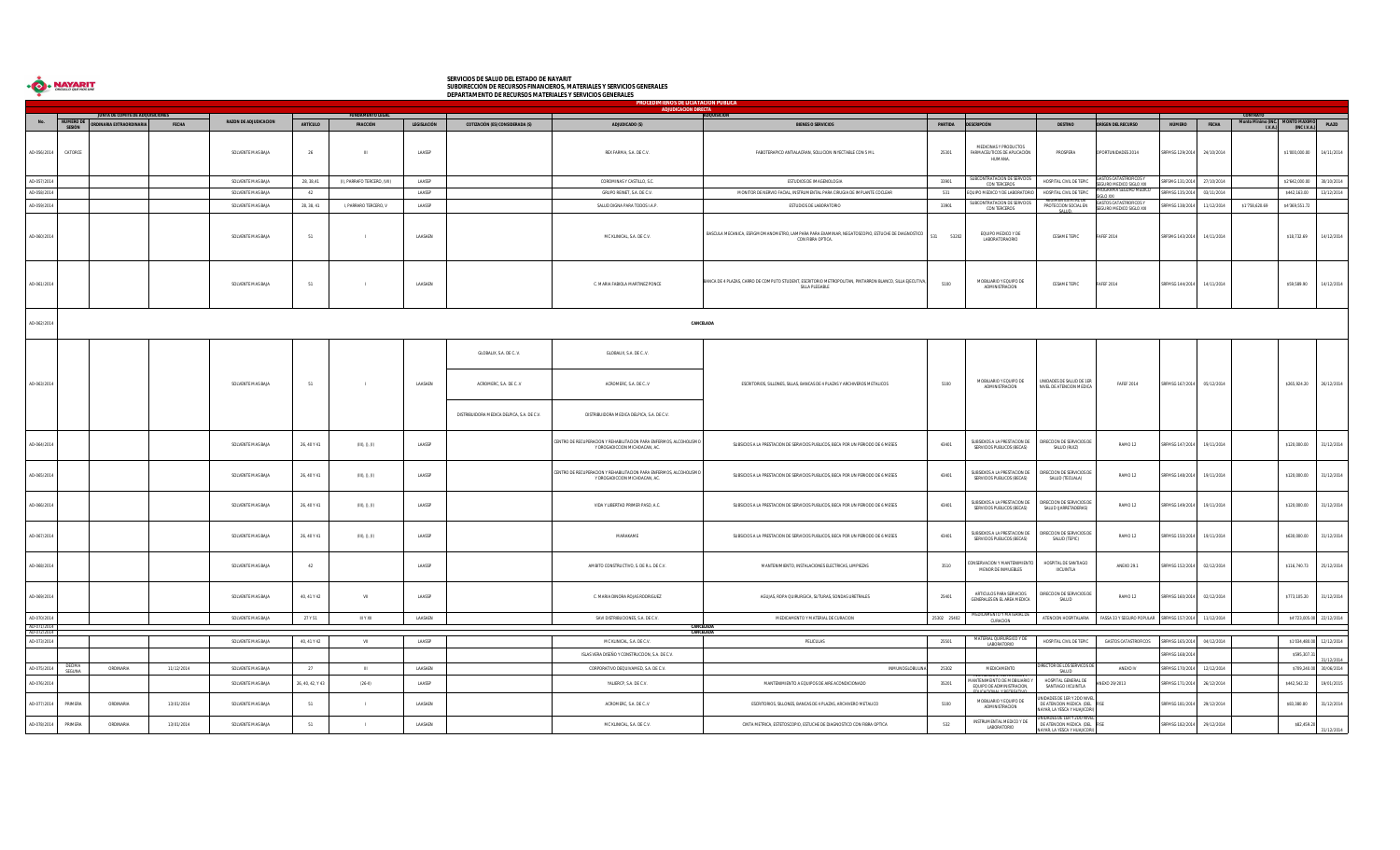**SERVICIOS DE SALUD DEL ESTADO DE NAYARIT**
**SUBDIRECCION DE RECURSOS FINANCIEROS, MATERIALES Y SERVICIOS GENERALES**
**DEPARTAMENTO DE RECURSOS MATERIALES Y SERVICIOS GENERALES**

**PROCEDIMIENTOS DE LICITACION PUBLICA**
**ADJUDICACION DIRECTA**

| No. | JUNTA DE COMITÉ DE ADQUISICIONES NUMERO DE SESION | ORDINARIA EXTRAORDINARIA | FECHA | RAZON DE ADJUDICACION | FUNDAMENTO LEGAL ARTICULO | FRACCION | LEGISLACION | COTIZACION (ES) CONSIDERADA (S) | ADJUDICADO (S) | BIENES O SERVICIOS | PARTIDA | DESCRIPCION | DESTINO | ORIGEN DEL RECURSO | CONTRATO NUMERO | FECHA | Monto Mínimo (INC. I.V.A.) | MONTO MAXIMO (INC I.V.A.) | PLAZO |
|---|---|---|---|---|---|---|---|---|---|---|---|---|---|---|---|---|---|---|---|
| AD-056/2014 | CATORCE | | | SOLVENTE MAS BAJA | 26 | III | LAASSP | | REX FARMA, S.A. DE C.V. | FABOTERAPICO ANTIALACRAN, SOLUCION INYECTABLE CON 5 ML. | 25301 | MEDICINAS Y PRODUCTOS FARMACEUTICOS DE APLICACIÓN HUMANA. | PROSPERA | OPORTUNIDADES 2014 | SRFMSG 129/2014 | 26/10/2014 | | $1'800,000.00 | 14/11/2014 |
| AD-057/2014 | | | | SOLVENTE MAS BAJA | 28, 38,41 | III, PARRAFO TERCERO, (VII) | LAASSP | | COROMINAS Y CASTILLO, S.C. | ESTUDIOS DE IMAGENOLOGIA | 33901 | SUBCONTRATACION DE SERVICIOS CON TERCEROS | HOSPITAL CIVIL DE TEPIC | GASTOS CATASTROFICOS Y SEGURO MEDICO SIGLO XXI | SRFMSG 131/2014 | 27/10/2014 | | $2'642,000.00 | 30/10/2014 |
| AD-058/2014 | | | | SOLVENTE MAS BAJA | 42 | | LAASSP | | GRUPO REINET, S.A. DE C.V. | MONITOR DE NERVIO FACIAL, INSTRUMENTAL PARA CIRUGIA DE IMPLANTE COCLEAR | 531 | EQUIPO MEDICO Y DE LABORATORIO | HOSPITAL CIVIL DE TEPIC | PROGRAMA SEGURO MEDICO SIGLO XXI | SRFMSG 135/2014 | 03/11/2014 | | $442,163.00 | 13/12/2014 |
| AD-059/2014 | | | | SOLVENTE MAS BAJA | 28, 38, 41 | I, PARRAFO TERCERO, V | LAASSP | | SALUD DIGNA PARA TODOS I.A.P. | ESTUDIOS DE LABORATORIO | 33901 | SUBCONTRATACION DE SERVICIOS CON TERCEROS | REGIMEN ESTATAL DE PROTECCION SOCIAL EN SALUD | GASTOS CATASTROFICOS Y SEGURO MEDICO SIGLO XXI | SRFMSG 138/2014 | 11/12/2014 | $1'758,628.69 | $4'369,551.72 | |
| AD-060/2014 | | | | SOLVENTE MAS BAJA | 51 | I | LAASSEN | | MC KLINICAL, S.A. DE C.V. | BASCULA MECANICA, ESFIGMOMANOMETRO, LAMPARA PARA EXAMINAR, NEGATOSCOPIO, ESTUCHE DE DIAGNOSTICO CON FIBRA OPTICA. | 531 53202 | EQUIPO MEDICO Y DE LABORATORACRIO | CESAME TEPIC | FAFEF 2014 | SRFSMG 143/2014 | 14/11/2014 | | $18,732.69 | 14/12/2014 |
| AD-061/2014 | | | | SOLVENTE MAS BAJA | 51 | I | LAASSEN | | C. MARIA FABIOLA MARTINEZ PONCE | BANCA DE 4 PLAZAS, CARRO DE COMPUTO STUDENT, ESCRITORIO METROPOLITAN, PINTARRON BLANCO, SILLA EJECUTIVA, SILLA PLEGABLE | 5100 | MOBILIARIO Y EQUIPO DE ADMINISTRACION | CESAME TEPIC | FAFEF 2014 | SRFSMG 144/2014 | 14/11/2014 | | $59,589.90 | 14/12/2014 |
| AD-062/2014 | CANCELADA | | | | | | | | | | | | | | | | | | |
| AD-063/2014 | | | | SOLVENTE MAS BAJA | 51 | I | LAASSEN | GLOBALIX, S.A. DE C.V. / ACROMERC, S.A. DE C.V. / DISTRIBUIDORA MEDICA DELPICA, S.A. DE C.V. | GLOBALIX, S.A. DE C.V. / ACROMERC, S.A. DE C.V. / DISTRIBUIDORA MEDICA DELPICA, S.A. DE C.V. | ESCRITORIOS, SILLONES, SILLAS, BANCAS DE 4 PLAZAS Y ARCHIVEROS METALICOS | 5100 | MOBILIARIO Y EQUIPO DE ADMINISTRACION | UNIDADES DE SALUD DE 1ER NIVEL DE ATENCION MEDICA | FAFEF 2014 | SRFSMG 167/2014 | 05/12/2014 | | $265,924.20 | 26/12/2014 |
| AD-064/2014 | | | | SOLVENTE MAS BAJA | 26, 40 Y 41 | (III), (I, II) | LAASSP | | CENTRO DE RECUPERACION Y REHABILITACION PARA ENFERMOS, ALCOHOLISMO Y DROGADICCION MICHOACAN, AC. | SUBSIDIOS A LA PRESTACION DE SERVICIOS PUBLICOS, BECA POR UN PERIODO DE 6 MESES | 43401 | SUBSIDIOS A LA PRESTACION DE SERVICIOS PUBLICOS (BECAS) | DIRECCION DE SERVICIOS DE SALUD (RUIZ) | RAMO 12 | SRFMSG 147/2014 | 19/11/2014 | | $120,000.00 | 31/12/2014 |
| AD-065/2014 | | | | SOLVENTE MAS BAJA | 26, 40 Y 41 | (III), (I, II) | LAASSP | | CENTRO DE RECUPERACION Y REHABILITACION PARA ENFERMOS, ALCOHOLISMO Y DROGADICCION MICHOACAN, AC. | SUBSIDIOS A LA PRESTACION DE SERVICIOS PUBLICOS, BECA POR UN PERIODO DE 6 MESES | 43401 | SUBSIDIOS A LA PRESTACION DE SERVICIOS PUBLICOS (BECAS) | DIRECCION DE SERVICIOS DE SALUD (TECUALA) | RAMO 12 | SRFMSG 148/2014 | 19/11/2014 | | $120,000.00 | 31/12/2014 |
| AD-066/2014 | | | | SOLVENTE MAS BAJA | 26, 40 Y 41 | (III), (I, II) | LAASSP | | VIDA Y LIBERTAD PRIMER PASO, A.C. | SUBSIDIOS A LA PRESTACION DE SERVICIOS PUBLICOS, BECA POR UN PERIODO DE 6 MESES | 43401 | SUBSIDIOS A LA PRESTACION DE SERVICIOS PUBLICOS (BECAS) | DIRECCION DE SERVICIOS DE SALUD (JARRETADERAS) | RAMO 12 | SRFMSG 149/2014 | 19/11/2014 | | $120,000.00 | 31/12/2014 |
| AD-067/2014 | | | | SOLVENTE MAS BAJA | 26, 40 Y 41 | (III), (I, II) | LAASSP | | MARAKAME | SUBSIDIOS A LA PRESTACION DE SERVICIOS PUBLICOS, BECA POR UN PERIODO DE 6 MESES | 43401 | SUBSIDIOS A LA PRESTACION DE SERVICIOS PUBLICOS (BECAS) | DIRECCION DE SERVICIOS DE SALUD (TEPIC) | RAMO 12 | SRFMSG 150/2014 | 19/11/2014 | | $630,000.00 | 31/12/2014 |
| AD-068/2014 | | | | SOLVENTE MAS BAJA | 42 | | LAASSP | | AMBITO CONSTRUCTIVO, S. DE R.L. DE C.V. | MANTENIMIENTO, INSTALACIONES ELECTRICAS, LIMPIEZAS | 3510 | CONSERVACION Y MANTENIMIENTO MENOR DE INMUEBLES | HOSPITAL DE SANTIAGO IXCUINTLA | ANEXO 29.1 | SRFMSG 152/2014 | 02/12/2014 | | $116,790.73 | 25/12/2014 |
| AD-069/2014 | | | | SOLVENTE MAS BAJA | 40, 41 Y 42 | VII | LAASSP | | C. MARIA ONORA ROJAS RODRIGUEZ | AGUJAS, ROPA QUIRURGICA, SUTURAS, SONDAS URETRALES | 25401 | ARTICULOS PARA SERVICIOS GENERALES EN EL AREA MEDICA | DIRECCION DE SERVICIOS DE SALUD | RAMO 12 | SRFMSG 160/2014 | 02/12/2014 | | $773,185.20 | 31/12/2014 |
| AD-070/2014 | | | | SOLVENTE MAS BAJA | 27 Y 51 | III Y XII | LAASSEN | | SAVI DISTRIBUCIONES, S.A. DE C.V. | MEDICAMENTO Y MATERIAL DE CURACION | 25302 25402 | MEDICAMENTO Y MATERIAL DE CURACION | ATENCION HOSPITALARIA | FASSA 33 Y SEGURO POPULAR | SRFMSG 157/2014 | 11/12/2014 | | $4'723,005.08 | 22/12/2014 |
| AD-071/2014 | CANCELADA | | | | | | | | | | | | | | | | | | |
| AD-072/2014 | CANCELADA | | | | | | | | | | | | | | | | | | |
| AD-073/2014 | | | | SOLVENTE MAS BAJA | 40, 41 Y 42 | VII | LAASSP | | MC KLINICAL, S.A. DE C.V. | PELICULAS | 25501 | MATERIAL QUIRURGICO Y DE LABORATORIO | HOSPITAL CIVIL DE TEPIC | GASTOS CATASTROFICOS | SRFMSG 165/2014 | 04/12/2014 | | $1'034,400.00 | 12/12/2014 |
| | | | | | | | | | ISLAS VERA DISEÑO Y CONSTRUCCION, S.A. DE C.V. | | | | | | SRFMSG 168/2014 | | | $595,307.31 | 31/12/2014 |
| AD-075/2014 | DECIMA SEGUNA | ORDINARIA | 11/12/2014 | SOLVENTE MAS BAJA | 27 | III | LAASSEN | | CORPORATIVO DEQUIVAMED, S.A. DE C.V. | INMUNOGLOBULINA | 25302 | MEDICAMENTO | DIRECTOR DE LOS SERVICIOS DE SALUD | ANEXO IV | SRFMSG 170/2014 | 12/12/2014 | | $789,240.00 | 30/06/2014 |
| AD-076/2014 | | | | SOLVENTE MAS BAJA | 26, 40, 42, Y 43 | (26-III) | LAASSP | | FALERICP, S.A. DE C.V. | MANTENIMIENTO A EQUIPOS DE AIRE ACONDICIONADO | 35201 | MANTENIMIENTO DE MOBILIARIO Y EQUIPO DE ADMINISTRACION, EDUCACIONAL Y RECREATIVO | HOSPITAL GENERAL DE SANTIAGO IXCUINTLA | ANEXO 29/2013 | SRFMSG 171/2014 | 26/12/2014 | | $442,542.32 | 19/01/2015 |
| AD-077/2014 | PRIMERA | ORDINARIA | 13/01/2014 | SOLVENTE MAS BAJA | 51 | I | LAASSEN | | ACROMERC, S.A. DE C.V. | ESCRITORIOS, SILLONES, BANCAS DE 4 PLAZAS, ARCHIVERO METALICO | 5100 | MOBILIARIO Y EQUIPO DE ADMINISTRACION | UNIDADES DE 1ER Y 2DO NIVEL DE ATENCION MEDICA (DEL NAYAR, LA YESCA Y HUAJICORI) | FISE | SRFMSG 181/2014 | 29/12/2014 | | $93,380.80 | 31/12/2014 |
| AD-078/2014 | PRIMERA | ORDINARIA | 13/01/2014 | SOLVENTE MAS BAJA | 51 | I | LAASSEN | | MC KLINICAL, S.A. DE C.V. | CINTA METRICA, ESTETOSCOPIO, ESTUCHE DE DIAGNOSTICO CON FIBRA OPTICA | 532 | INSTRUMENTAL MEDICO Y DE LABORATORIO | UNIDADES DE 1ER Y 2DO NIVEL DE ATENCION MEDICA (DEL NAYAR, LA YESCA Y HUAJICORI) | FISE | SRFMSG 182/2014 | 29/12/2014 | | $82,459.28 | 31/12/2014 |